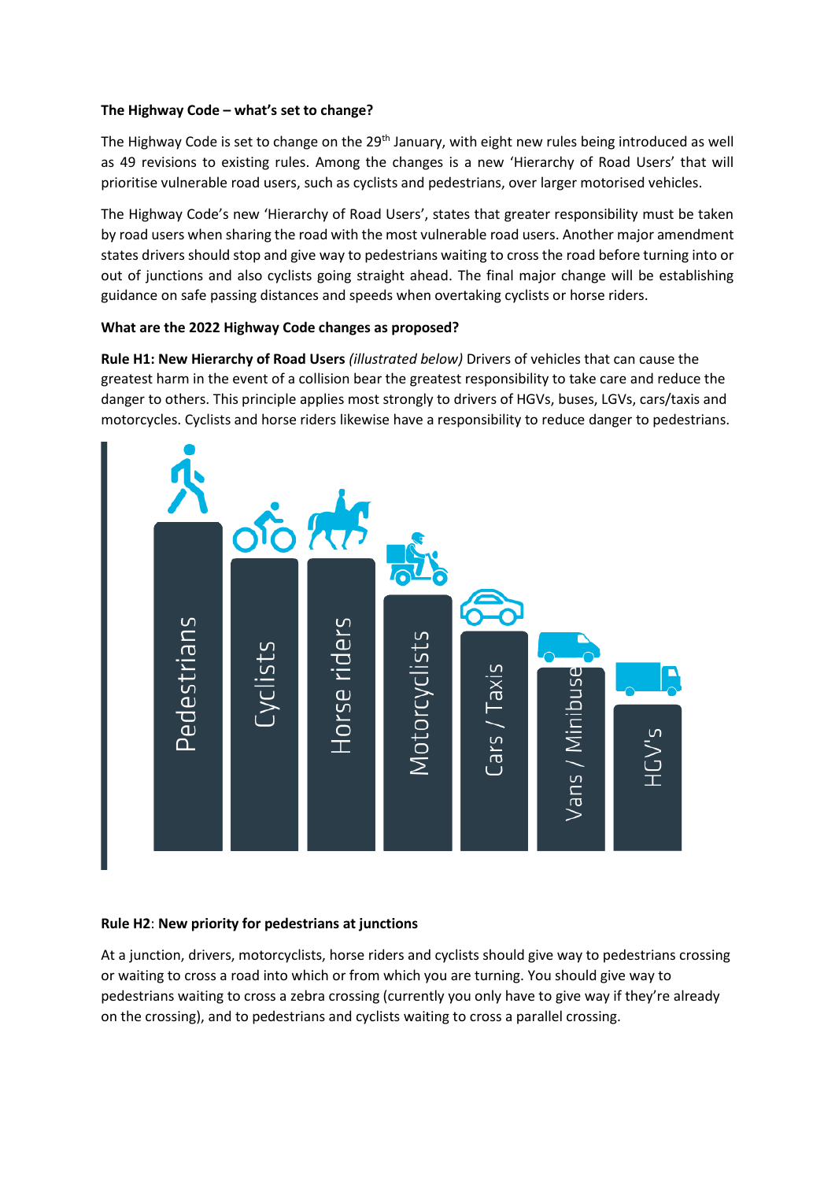**The Highway Code – what's set to change?**

The Highway Code is set to change on the 29th January, with eight new rules being introduced as well as 49 revisions to existing rules. Among the changes is a new 'Hierarchy of Road Users' that will prioritise vulnerable road users, such as cyclists and pedestrians, over larger motorised vehicles.

The Highway Code's new 'Hierarchy of Road Users', states that greater responsibility must be taken by road users when sharing the road with the most vulnerable road users. Another major amendment states drivers should stop and give way to pedestrians waiting to cross the road before turning into or out of junctions and also cyclists going straight ahead. The final major change will be establishing guidance on safe passing distances and speeds when overtaking cyclists or horse riders.

**What are the 2022 Highway Code changes as proposed?**

**Rule H1: New Hierarchy of Road Users** *(illustrated below)* Drivers of vehicles that can cause the greatest harm in the event of a collision bear the greatest responsibility to take care and reduce the danger to others. This principle applies most strongly to drivers of HGVs, buses, LGVs, cars/taxis and motorcycles. Cyclists and horse riders likewise have a responsibility to reduce danger to pedestrians.

Pedestrians | Cyclists | Horse riders | Motorcyclists | Cars / Taxis | Vans / Minibuses | HGV's

**Rule H2**: **New priority for pedestrians at junctions**

At a junction, drivers, motorcyclists, horse riders and cyclists should give way to pedestrians crossing or waiting to cross a road into which or from which you are turning. You should give way to pedestrians waiting to cross a zebra crossing (currently you only have to give way if they're already on the crossing), and to pedestrians and cyclists waiting to cross a parallel crossing.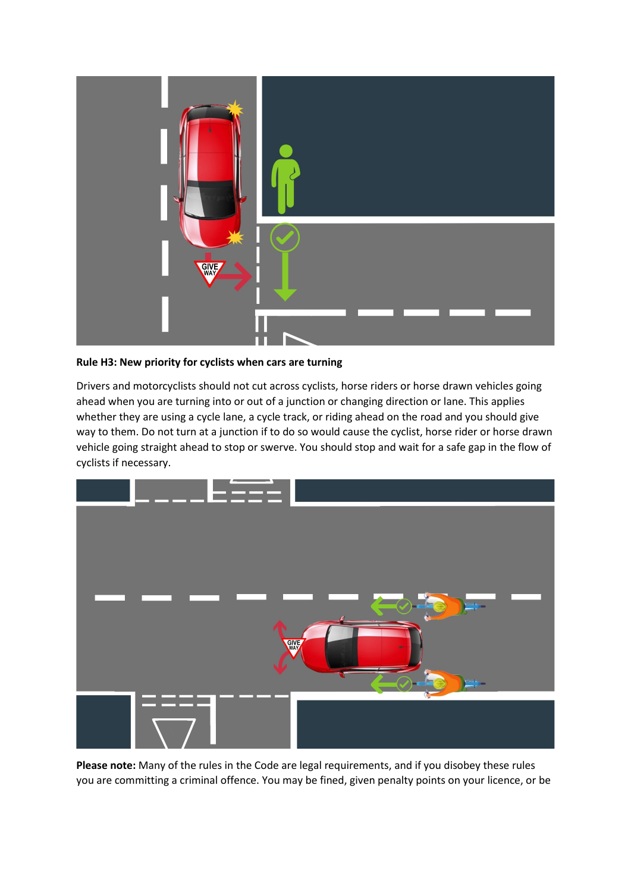**Rule H3: New priority for cyclists when cars are turning**

Drivers and motorcyclists should not cut across cyclists, horse riders or horse drawn vehicles going ahead when you are turning into or out of a junction or changing direction or lane. This applies whether they are using a cycle lane, a cycle track, or riding ahead on the road and you should give way to them. Do not turn at a junction if to do so would cause the cyclist, horse rider or horse drawn vehicle going straight ahead to stop or swerve. You should stop and wait for a safe gap in the flow of cyclists if necessary.

**Please note:** Many of the rules in the Code are legal requirements, and if you disobey these rules you are committing a criminal offence. You may be fined, given penalty points on your licence, or be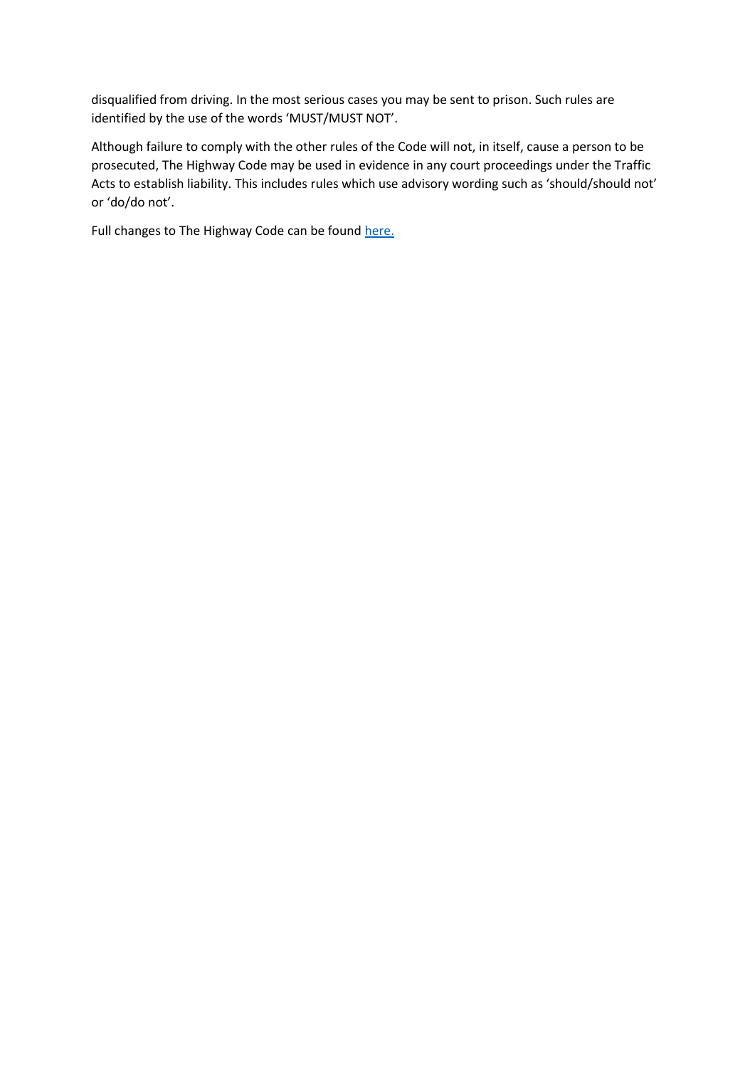disqualified from driving. In the most serious cases you may be sent to prison. Such rules are identified by the use of the words 'MUST/MUST NOT'.

Although failure to comply with the other rules of the Code will not, in itself, cause a person to be prosecuted, The Highway Code may be used in evidence in any court proceedings under the Traffic Acts to establish liability. This includes rules which use advisory wording such as 'should/should not' or 'do/do not'.

Full changes to The Highway Code can be found here.